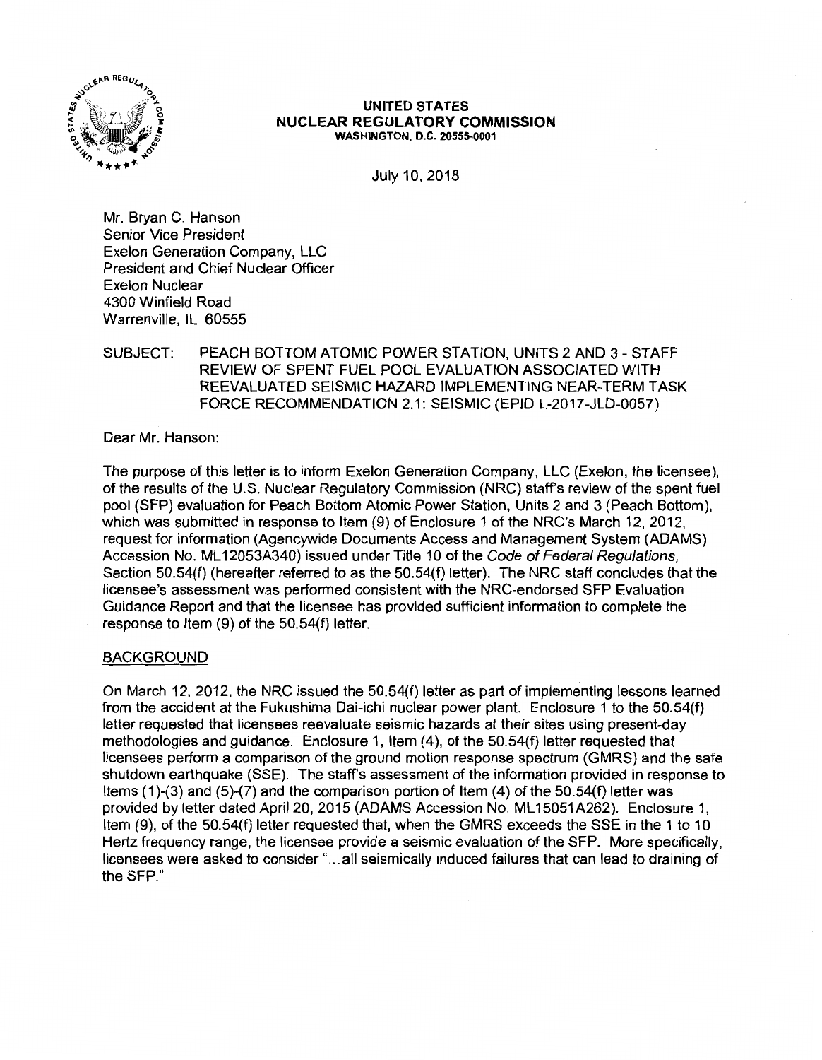**UNITED STATES**
**NUCLEAR REGULATORY COMMISSION**
**WASHINGTON, D.C. 20555-0001**

July 10, 2018

Mr. Bryan C. Hanson
Senior Vice President
Exelon Generation Company, LLC
President and Chief Nuclear Officer
Exelon Nuclear
4300 Winfield Road
Warrenville, IL 60555

SUBJECT: PEACH BOTTOM ATOMIC POWER STATION, UNITS 2 AND 3 - STAFF REVIEW OF SPENT FUEL POOL EVALUATION ASSOCIATED WITH REEVALUATED SEISMIC HAZARD IMPLEMENTING NEAR-TERM TASK FORCE RECOMMENDATION 2.1: SEISMIC (EPID L-2017-JLD-0057)

Dear Mr. Hanson:

The purpose of this letter is to inform Exelon Generation Company, LLC (Exelon, the licensee), of the results of the U.S. Nuclear Regulatory Commission (NRC) staff's review of the spent fuel pool (SFP) evaluation for Peach Bottom Atomic Power Station, Units 2 and 3 (Peach Bottom), which was submitted in response to Item (9) of Enclosure 1 of the NRC's March 12, 2012, request for information (Agencywide Documents Access and Management System (ADAMS) Accession No. ML12053A340) issued under Title 10 of the *Code of Federal Regulations*, Section 50.54(f) (hereafter referred to as the 50.54(f) letter). The NRC staff concludes that the licensee's assessment was performed consistent with the NRC-endorsed SFP Evaluation Guidance Report and that the licensee has provided sufficient information to complete the response to Item (9) of the 50.54(f) letter.

## BACKGROUND

On March 12, 2012, the NRC issued the 50.54(f) letter as part of implementing lessons learned from the accident at the Fukushima Dai-ichi nuclear power plant. Enclosure 1 to the 50.54(f) letter requested that licensees reevaluate seismic hazards at their sites using present-day methodologies and guidance. Enclosure 1, Item (4), of the 50.54(f) letter requested that licensees perform a comparison of the ground motion response spectrum (GMRS) and the safe shutdown earthquake (SSE). The staff's assessment of the information provided in response to Items (1)-(3) and (5)-(7) and the comparison portion of Item (4) of the 50.54(f) letter was provided by letter dated April 20, 2015 (ADAMS Accession No. ML15051A262). Enclosure 1, Item (9), of the 50.54(f) letter requested that, when the GMRS exceeds the SSE in the 1 to 10 Hertz frequency range, the licensee provide a seismic evaluation of the SFP. More specifically, licensees were asked to consider "...all seismically induced failures that can lead to draining of the SFP."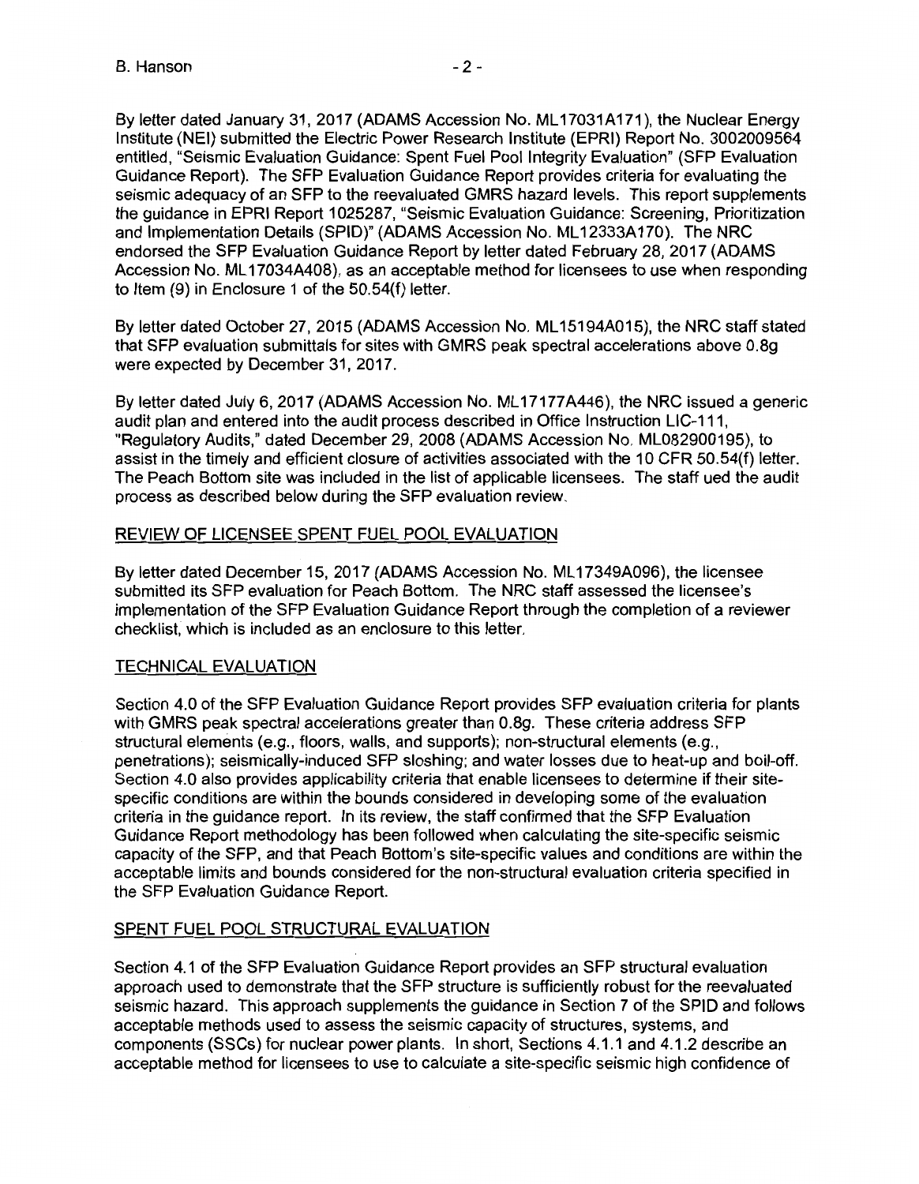By letter dated January 31, 2017 (ADAMS Accession No. ML17031A171), the Nuclear Energy Institute (NEI) submitted the Electric Power Research Institute (EPRI) Report No. 3002009564 entitled, "Seismic Evaluation Guidance: Spent Fuel Pool Integrity Evaluation" (SFP Evaluation Guidance Report). The SFP Evaluation Guidance Report provides criteria for evaluating the seismic adequacy of an SFP to the reevaluated GMRS hazard levels. This report supplements the guidance in EPRI Report 1025287, "Seismic Evaluation Guidance: Screening, Prioritization and Implementation Details (SPID)" (ADAMS Accession No. ML12333A170). The NRC endorsed the SFP Evaluation Guidance Report by letter dated February 28, 2017 (ADAMS Accession No. ML17034A408), as an acceptable method for licensees to use when responding to Item (9) in Enclosure 1 of the 50.54(f) letter.

By letter dated October 27, 2015 (ADAMS Accession No. ML15194A015), the NRC staff stated that SFP evaluation submittals for sites with GMRS peak spectral accelerations above 0.8g were expected by December 31, 2017.

By letter dated July 6, 2017 (ADAMS Accession No. ML17177A446), the NRC issued a generic audit plan and entered into the audit process described in Office Instruction LIC-111, "Regulatory Audits," dated December 29, 2008 (ADAMS Accession No. ML082900195), to assist in the timely and efficient closure of activities associated with the 10 CFR 50.54(f) letter. The Peach Bottom site was included in the list of applicable licensees. The staff ued the audit process as described below during the SFP evaluation review.

## REVIEW OF LICENSEE SPENT FUEL POOL EVALUATION

By letter dated December 15, 2017 (ADAMS Accession No. ML17349A096), the licensee submitted its SFP evaluation for Peach Bottom. The NRC staff assessed the licensee's implementation of the SFP Evaluation Guidance Report through the completion of a reviewer checklist, which is included as an enclosure to this letter.

## TECHNICAL EVALUATION

Section 4.0 of the SFP Evaluation Guidance Report provides SFP evaluation criteria for plants with GMRS peak spectral accelerations greater than 0.8g. These criteria address SFP structural elements (e.g., floors, walls, and supports); non-structural elements (e.g., penetrations); seismically-induced SFP sloshing; and water losses due to heat-up and boil-off. Section 4.0 also provides applicability criteria that enable licensees to determine if their site-specific conditions are within the bounds considered in developing some of the evaluation criteria in the guidance report. In its review, the staff confirmed that the SFP Evaluation Guidance Report methodology has been followed when calculating the site-specific seismic capacity of the SFP, and that Peach Bottom's site-specific values and conditions are within the acceptable limits and bounds considered for the non-structural evaluation criteria specified in the SFP Evaluation Guidance Report.

## SPENT FUEL POOL STRUCTURAL EVALUATION

Section 4.1 of the SFP Evaluation Guidance Report provides an SFP structural evaluation approach used to demonstrate that the SFP structure is sufficiently robust for the reevaluated seismic hazard. This approach supplements the guidance in Section 7 of the SPID and follows acceptable methods used to assess the seismic capacity of structures, systems, and components (SSCs) for nuclear power plants. In short, Sections 4.1.1 and 4.1.2 describe an acceptable method for licensees to use to calculate a site-specific seismic high confidence of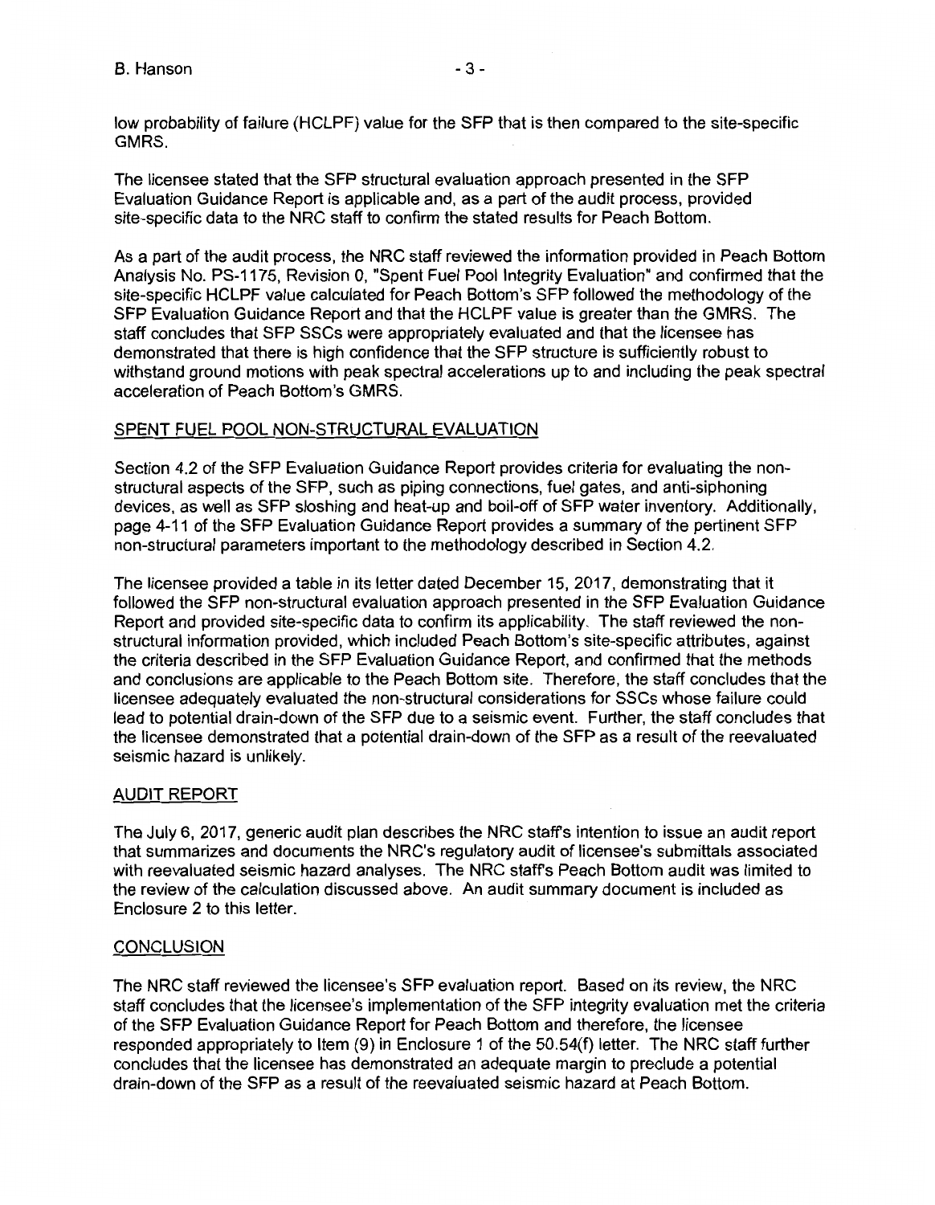low probability of failure (HCLPF) value for the SFP that is then compared to the site-specific GMRS.

The licensee stated that the SFP structural evaluation approach presented in the SFP Evaluation Guidance Report is applicable and, as a part of the audit process, provided site-specific data to the NRC staff to confirm the stated results for Peach Bottom.

As a part of the audit process, the NRC staff reviewed the information provided in Peach Bottom Analysis No. PS-1175, Revision 0, "Spent Fuel Pool Integrity Evaluation" and confirmed that the site-specific HCLPF value calculated for Peach Bottom's SFP followed the methodology of the SFP Evaluation Guidance Report and that the HCLPF value is greater than the GMRS. The staff concludes that SFP SSCs were appropriately evaluated and that the licensee has demonstrated that there is high confidence that the SFP structure is sufficiently robust to withstand ground motions with peak spectral accelerations up to and including the peak spectral acceleration of Peach Bottom's GMRS.

## SPENT FUEL POOL NON-STRUCTURAL EVALUATION

Section 4.2 of the SFP Evaluation Guidance Report provides criteria for evaluating the non-structural aspects of the SFP, such as piping connections, fuel gates, and anti-siphoning devices, as well as SFP sloshing and heat-up and boil-off of SFP water inventory. Additionally, page 4-11 of the SFP Evaluation Guidance Report provides a summary of the pertinent SFP non-structural parameters important to the methodology described in Section 4.2.

The licensee provided a table in its letter dated December 15, 2017, demonstrating that it followed the SFP non-structural evaluation approach presented in the SFP Evaluation Guidance Report and provided site-specific data to confirm its applicability. The staff reviewed the non-structural information provided, which included Peach Bottom's site-specific attributes, against the criteria described in the SFP Evaluation Guidance Report, and confirmed that the methods and conclusions are applicable to the Peach Bottom site. Therefore, the staff concludes that the licensee adequately evaluated the non-structural considerations for SSCs whose failure could lead to potential drain-down of the SFP due to a seismic event. Further, the staff concludes that the licensee demonstrated that a potential drain-down of the SFP as a result of the reevaluated seismic hazard is unlikely.

## AUDIT REPORT

The July 6, 2017, generic audit plan describes the NRC staff's intention to issue an audit report that summarizes and documents the NRC's regulatory audit of licensee's submittals associated with reevaluated seismic hazard analyses. The NRC staff's Peach Bottom audit was limited to the review of the calculation discussed above. An audit summary document is included as Enclosure 2 to this letter.

## CONCLUSION

The NRC staff reviewed the licensee's SFP evaluation report. Based on its review, the NRC staff concludes that the licensee's implementation of the SFP integrity evaluation met the criteria of the SFP Evaluation Guidance Report for Peach Bottom and therefore, the licensee responded appropriately to Item (9) in Enclosure 1 of the 50.54(f) letter. The NRC staff further concludes that the licensee has demonstrated an adequate margin to preclude a potential drain-down of the SFP as a result of the reevaluated seismic hazard at Peach Bottom.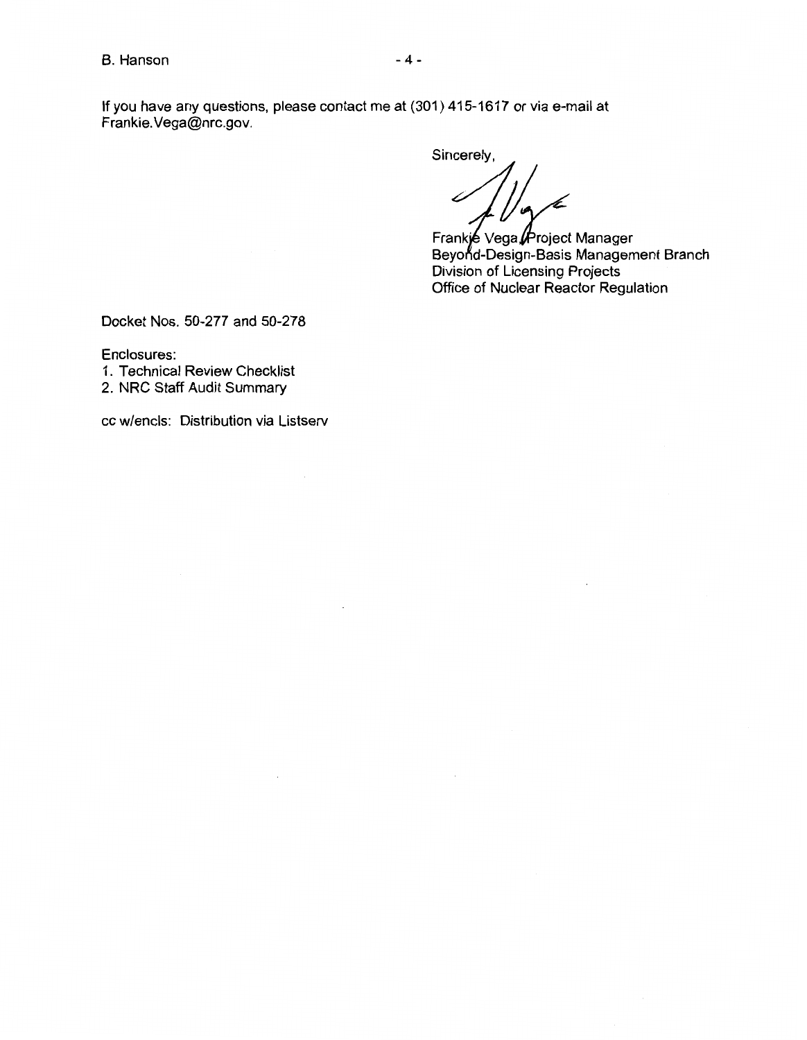If you have any questions, please contact me at (301) 415-1617 or via e-mail at Frankie.Vega@nrc.gov.

Sincerely,

Frankie Vega, Project Manager
Beyond-Design-Basis Management Branch
Division of Licensing Projects
Office of Nuclear Reactor Regulation

Docket Nos. 50-277 and 50-278

Enclosures:
1. Technical Review Checklist
2. NRC Staff Audit Summary

cc w/encls: Distribution via Listserv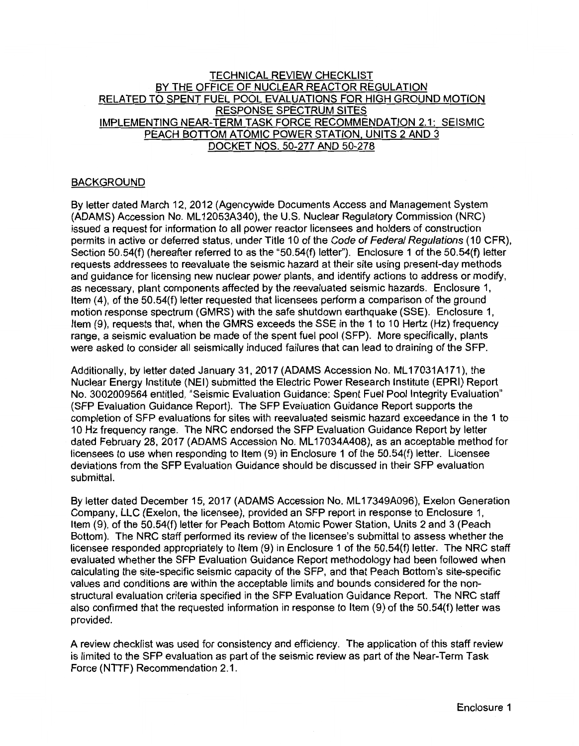# TECHNICAL REVIEW CHECKLIST BY THE OFFICE OF NUCLEAR REACTOR REGULATION RELATED TO SPENT FUEL POOL EVALUATIONS FOR HIGH GROUND MOTION RESPONSE SPECTRUM SITES IMPLEMENTING NEAR-TERM TASK FORCE RECOMMENDATION 2.1: SEISMIC PEACH BOTTOM ATOMIC POWER STATION, UNITS 2 AND 3 DOCKET NOS. 50-277 AND 50-278

## BACKGROUND

By letter dated March 12, 2012 (Agencywide Documents Access and Management System (ADAMS) Accession No. ML12053A340), the U.S. Nuclear Regulatory Commission (NRC) issued a request for information to all power reactor licensees and holders of construction permits in active or deferred status, under Title 10 of the *Code of Federal Regulations* (10 CFR), Section 50.54(f) (hereafter referred to as the "50.54(f) letter"). Enclosure 1 of the 50.54(f) letter requests addressees to reevaluate the seismic hazard at their site using present-day methods and guidance for licensing new nuclear power plants, and identify actions to address or modify, as necessary, plant components affected by the reevaluated seismic hazards. Enclosure 1, Item (4), of the 50.54(f) letter requested that licensees perform a comparison of the ground motion response spectrum (GMRS) with the safe shutdown earthquake (SSE). Enclosure 1, Item (9), requests that, when the GMRS exceeds the SSE in the 1 to 10 Hertz (Hz) frequency range, a seismic evaluation be made of the spent fuel pool (SFP). More specifically, plants were asked to consider all seismically induced failures that can lead to draining of the SFP.

Additionally, by letter dated January 31, 2017 (ADAMS Accession No. ML17031A171), the Nuclear Energy Institute (NEI) submitted the Electric Power Research Institute (EPRI) Report No. 3002009564 entitled, "Seismic Evaluation Guidance: Spent Fuel Pool Integrity Evaluation" (SFP Evaluation Guidance Report). The SFP Evaluation Guidance Report supports the completion of SFP evaluations for sites with reevaluated seismic hazard exceedance in the 1 to 10 Hz frequency range. The NRC endorsed the SFP Evaluation Guidance Report by letter dated February 28, 2017 (ADAMS Accession No. ML17034A408), as an acceptable method for licensees to use when responding to Item (9) in Enclosure 1 of the 50.54(f) letter. Licensee deviations from the SFP Evaluation Guidance should be discussed in their SFP evaluation submittal.

By letter dated December 15, 2017 (ADAMS Accession No. ML17349A096), Exelon Generation Company, LLC (Exelon, the licensee), provided an SFP report in response to Enclosure 1, Item (9), of the 50.54(f) letter for Peach Bottom Atomic Power Station, Units 2 and 3 (Peach Bottom). The NRC staff performed its review of the licensee's submittal to assess whether the licensee responded appropriately to Item (9) in Enclosure 1 of the 50.54(f) letter. The NRC staff evaluated whether the SFP Evaluation Guidance Report methodology had been followed when calculating the site-specific seismic capacity of the SFP, and that Peach Bottom's site-specific values and conditions are within the acceptable limits and bounds considered for the non-structural evaluation criteria specified in the SFP Evaluation Guidance Report. The NRC staff also confirmed that the requested information in response to Item (9) of the 50.54(f) letter was provided.

A review checklist was used for consistency and efficiency. The application of this staff review is limited to the SFP evaluation as part of the seismic review as part of the Near-Term Task Force (NTTF) Recommendation 2.1.

Enclosure 1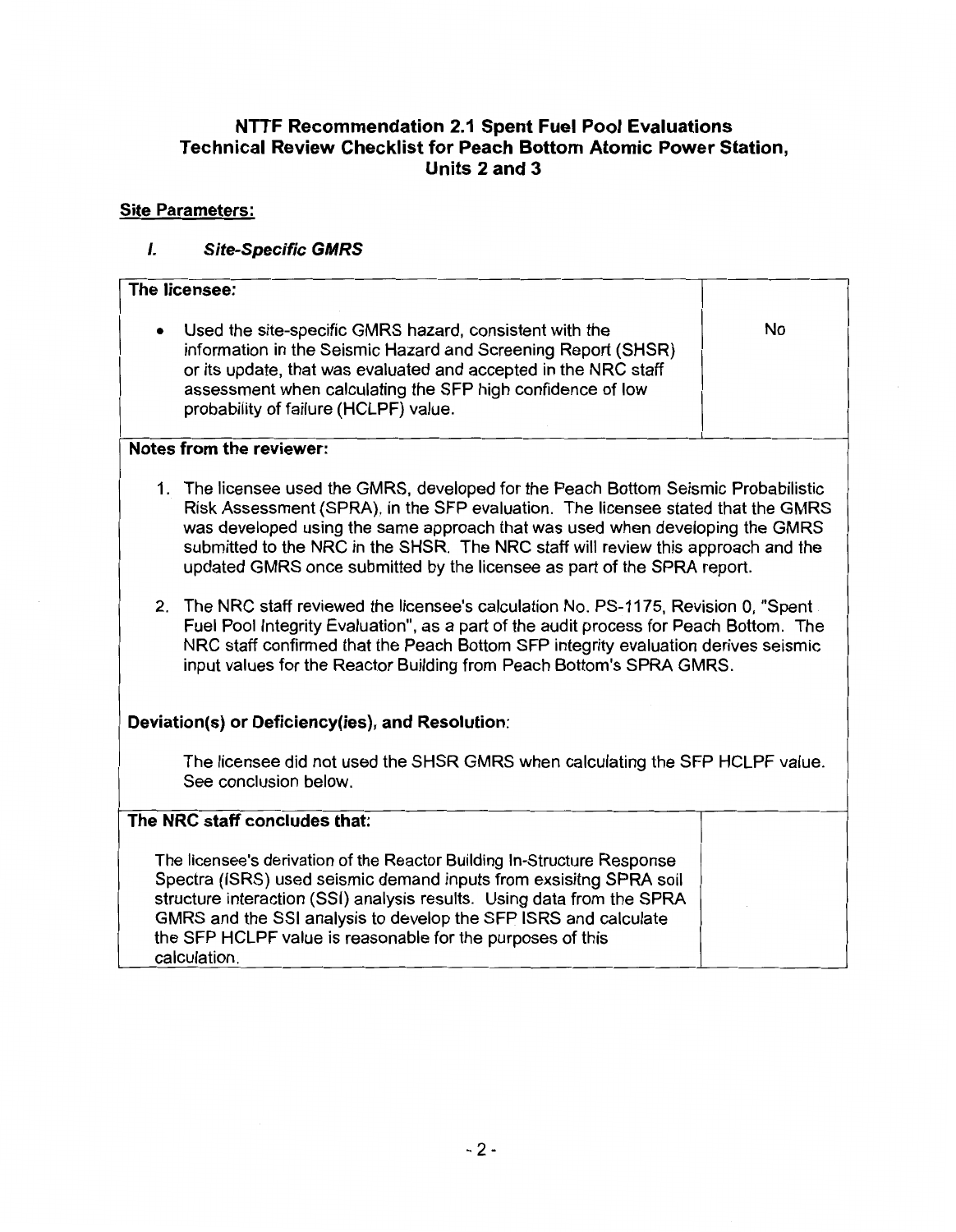## NTTF Recommendation 2.1 Spent Fuel Pool Evaluations Technical Review Checklist for Peach Bottom Atomic Power Station, Units 2 and 3

**Site Parameters:**

### *I. Site-Specific GMRS*

| | |
|---|---|
| **The licensee:**<br><br>• Used the site-specific GMRS hazard, consistent with the information in the Seismic Hazard and Screening Report (SHSR) or its update, that was evaluated and accepted in the NRC staff assessment when calculating the SFP high confidence of low probability of failure (HCLPF) value. | No |

**Notes from the reviewer:**

1. The licensee used the GMRS, developed for the Peach Bottom Seismic Probabilistic Risk Assessment (SPRA), in the SFP evaluation. The licensee stated that the GMRS was developed using the same approach that was used when developing the GMRS submitted to the NRC in the SHSR. The NRC staff will review this approach and the updated GMRS once submitted by the licensee as part of the SPRA report.

2. The NRC staff reviewed the licensee's calculation No. PS-1175, Revision 0, "Spent Fuel Pool Integrity Evaluation", as a part of the audit process for Peach Bottom. The NRC staff confirmed that the Peach Bottom SFP integrity evaluation derives seismic input values for the Reactor Building from Peach Bottom's SPRA GMRS.

**Deviation(s) or Deficiency(ies), and Resolution:**

The licensee did not used the SHSR GMRS when calculating the SFP HCLPF value. See conclusion below.

| | |
|---|---|
| **The NRC staff concludes that:**<br><br>The licensee's derivation of the Reactor Building In-Structure Response Spectra (ISRS) used seismic demand inputs from exsisitng SPRA soil structure interaction (SSI) analysis results. Using data from the SPRA GMRS and the SSI analysis to develop the SFP ISRS and calculate the SFP HCLPF value is reasonable for the purposes of this calculation. | |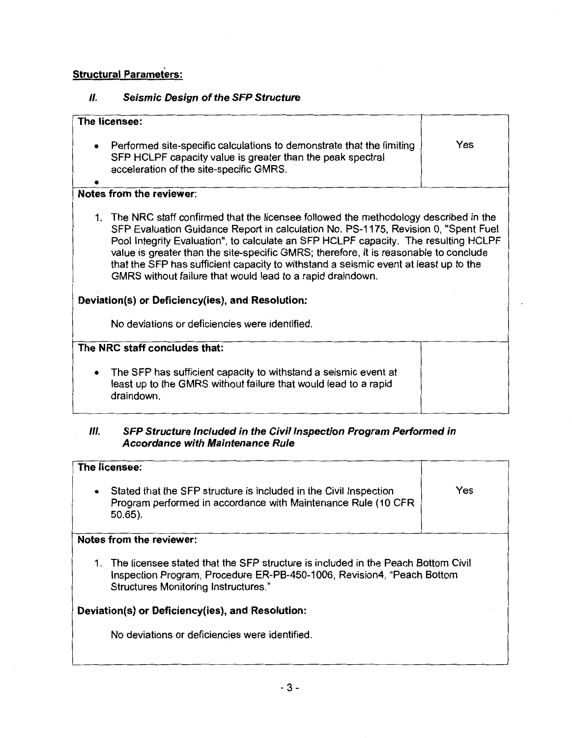**Structural Parameters:**

### *II. Seismic Design of the SFP Structure*

| **The licensee:** | |
|---|---|
| • Performed site-specific calculations to demonstrate that the limiting SFP HCLPF capacity value is greater than the peak spectral acceleration of the site-specific GMRS.<br>• | Yes |

**Notes from the reviewer:**

1. The NRC staff confirmed that the licensee followed the methodology described in the SFP Evaluation Guidance Report in calculation No. PS-1175, Revision 0, "Spent Fuel Pool Integrity Evaluation", to calculate an SFP HCLPF capacity. The resulting HCLPF value is greater than the site-specific GMRS; therefore, it is reasonable to conclude that the SFP has sufficient capacity to withstand a seismic event at least up to the GMRS without failure that would lead to a rapid draindown.

**Deviation(s) or Deficiency(ies), and Resolution:**

No deviations or deficiencies were identified.

| **The NRC staff concludes that:** | |
|---|---|
| • The SFP has sufficient capacity to withstand a seismic event at least up to the GMRS without failure that would lead to a rapid draindown. | |

### *III. SFP Structure Included in the Civil Inspection Program Performed in Accordance with Maintenance Rule*

| **The licensee:** | |
|---|---|
| • Stated that the SFP structure is included in the Civil Inspection Program performed in accordance with Maintenance Rule (10 CFR 50.65). | Yes |

**Notes from the reviewer:**

1. The licensee stated that the SFP structure is included in the Peach Bottom Civil Inspection Program, Procedure ER-PB-450-1006, Revision4, "Peach Bottom Structures Monitoring Instructures."

**Deviation(s) or Deficiency(ies), and Resolution:**

No deviations or deficiencies were identified.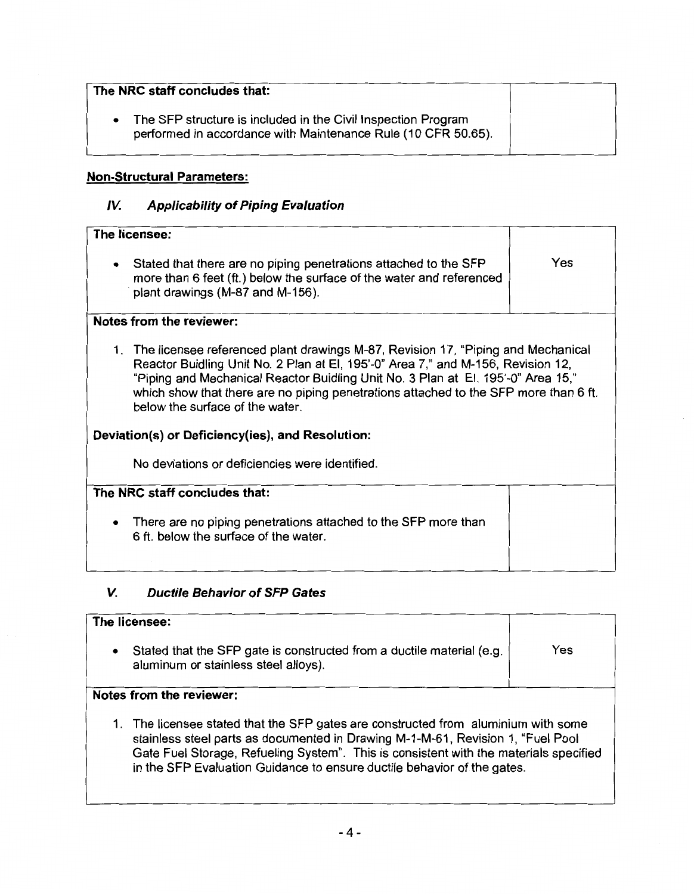| The NRC staff concludes that: | |
|---|---|
| • The SFP structure is included in the Civil Inspection Program performed in accordance with Maintenance Rule (10 CFR 50.65). | |

**Non-Structural Parameters:**

### IV. *Applicability of Piping Evaluation*

| The licensee: | |
|---|---|
| • Stated that there are no piping penetrations attached to the SFP more than 6 feet (ft.) below the surface of the water and referenced plant drawings (M-87 and M-156). | Yes |
| **Notes from the reviewer:**<br><br>1. The licensee referenced plant drawings M-87, Revision 17, "Piping and Mechanical Reactor Buidling Unit No. 2 Plan at El, 195'-0" Area 7," and M-156, Revision 12, "Piping and Mechanical Reactor Buidling Unit No. 3 Plan at El. 195'-0" Area 15," which show that there are no piping penetrations attached to the SFP more than 6 ft. below the surface of the water. | |
| **Deviation(s) or Deficiency(ies), and Resolution:**<br><br>No deviations or deficiencies were identified. | |
| **The NRC staff concludes that:**<br><br>• There are no piping penetrations attached to the SFP more than 6 ft. below the surface of the water. | |

### V. *Ductile Behavior of SFP Gates*

| The licensee: | |
|---|---|
| • Stated that the SFP gate is constructed from a ductile material (e.g. aluminum or stainless steel alloys). | Yes |
| **Notes from the reviewer:**<br><br>1. The licensee stated that the SFP gates are constructed from aluminium with some stainless steel parts as documented in Drawing M-1-M-61, Revision 1, "Fuel Pool Gate Fuel Storage, Refueling System". This is consistent with the materials specified in the SFP Evaluation Guidance to ensure ductile behavior of the gates. | |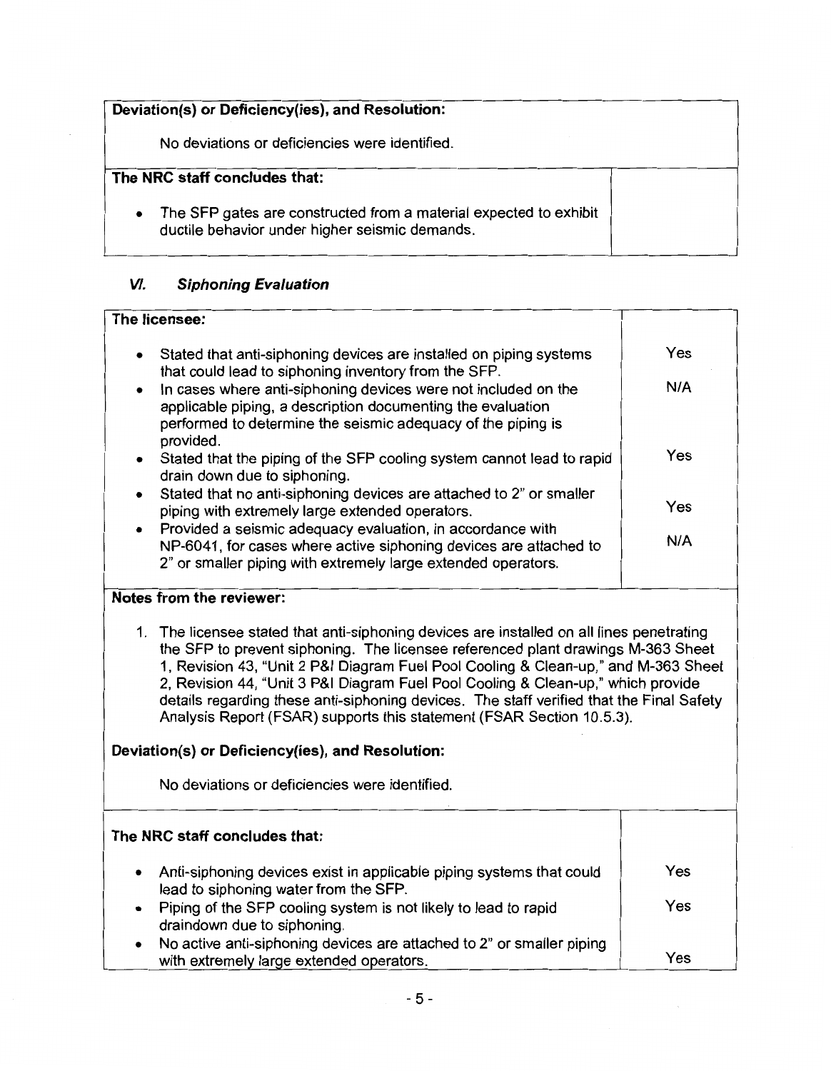| Deviation(s) or Deficiency(ies), and Resolution: | |
|---|---|
| No deviations or deficiencies were identified. | |
| **The NRC staff concludes that:** | |
| • The SFP gates are constructed from a material expected to exhibit ductile behavior under higher seismic demands. | |

### *VI. Siphoning Evaluation*

| **The licensee:** | |
|---|---|
| • Stated that anti-siphoning devices are installed on piping systems that could lead to siphoning inventory from the SFP. | Yes |
| • In cases where anti-siphoning devices were not included on the applicable piping, a description documenting the evaluation performed to determine the seismic adequacy of the piping is provided. | N/A |
| • Stated that the piping of the SFP cooling system cannot lead to rapid drain down due to siphoning. | Yes |
| • Stated that no anti-siphoning devices are attached to 2" or smaller piping with extremely large extended operators. | Yes |
| • Provided a seismic adequacy evaluation, in accordance with NP-6041, for cases where active siphoning devices are attached to 2" or smaller piping with extremely large extended operators. | N/A |

**Notes from the reviewer:**

1. The licensee stated that anti-siphoning devices are installed on all lines penetrating the SFP to prevent siphoning. The licensee referenced plant drawings M-363 Sheet 1, Revision 43, "Unit 2 P&I Diagram Fuel Pool Cooling & Clean-up," and M-363 Sheet 2, Revision 44, "Unit 3 P&I Diagram Fuel Pool Cooling & Clean-up," which provide details regarding these anti-siphoning devices. The staff verified that the Final Safety Analysis Report (FSAR) supports this statement (FSAR Section 10.5.3).

**Deviation(s) or Deficiency(ies), and Resolution:**

No deviations or deficiencies were identified.

| **The NRC staff concludes that:** | |
|---|---|
| • Anti-siphoning devices exist in applicable piping systems that could lead to siphoning water from the SFP. | Yes |
| • Piping of the SFP cooling system is not likely to lead to rapid draindown due to siphoning. | Yes |
| • No active anti-siphoning devices are attached to 2" or smaller piping with extremely large extended operators. | Yes |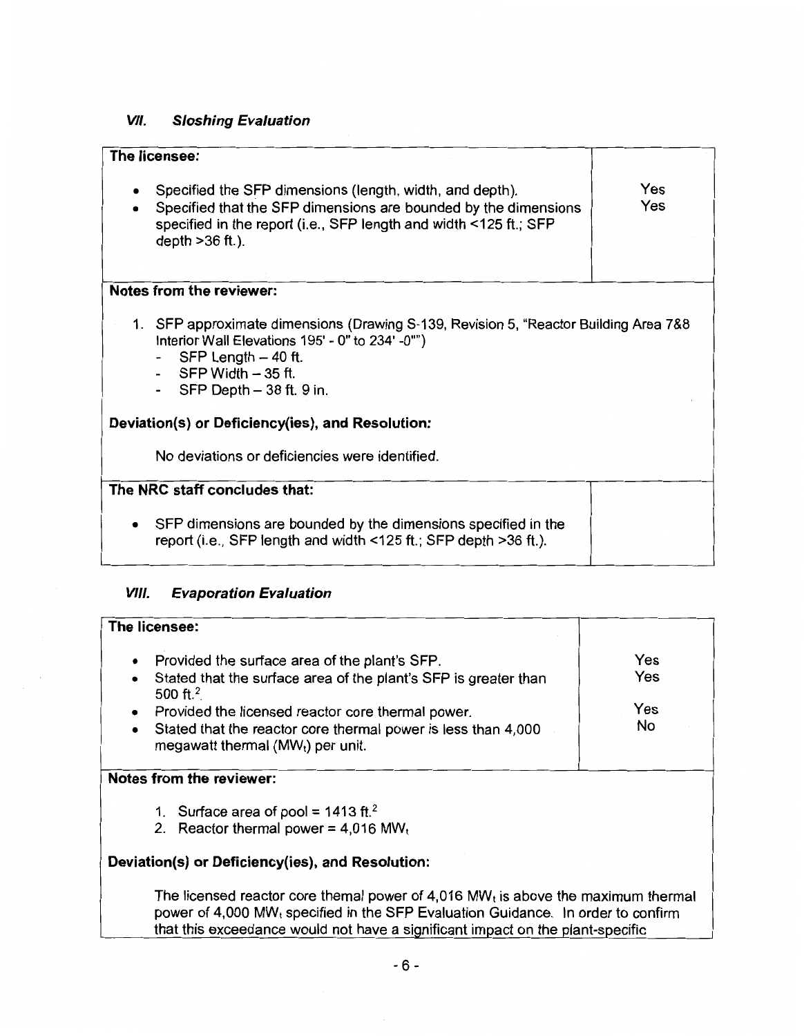### *VII. Sloshing Evaluation*

| **The licensee:** | |
|---|---|
| • Specified the SFP dimensions (length, width, and depth).<br>• Specified that the SFP dimensions are bounded by the dimensions specified in the report (i.e., SFP length and width <125 ft.; SFP depth >36 ft.). | Yes<br>Yes |

**Notes from the reviewer:**

1. SFP approximate dimensions (Drawing S-139, Revision 5, "Reactor Building Area 7&8 Interior Wall Elevations 195' - 0" to 234' -0"")
   - SFP Length – 40 ft.
   - SFP Width – 35 ft.
   - SFP Depth – 38 ft. 9 in.

**Deviation(s) or Deficiency(ies), and Resolution:**

No deviations or deficiencies were identified.

| **The NRC staff concludes that:** | |
|---|---|
| • SFP dimensions are bounded by the dimensions specified in the report (i.e., SFP length and width <125 ft.; SFP depth >36 ft.). | |

### *VIII. Evaporation Evaluation*

| **The licensee:** | |
|---|---|
| • Provided the surface area of the plant's SFP.<br>• Stated that the surface area of the plant's SFP is greater than 500 ft.$^2$.<br>• Provided the licensed reactor core thermal power.<br>• Stated that the reactor core thermal power is less than 4,000 megawatt thermal ($MW_t$) per unit. | Yes<br>Yes<br><br>Yes<br>No |

**Notes from the reviewer:**

1. Surface area of pool = 1413 ft.$^2$
2. Reactor thermal power = 4,016 $MW_t$

**Deviation(s) or Deficiency(ies), and Resolution:**

The licensed reactor core themal power of 4,016 $MW_t$ is above the maximum thermal power of 4,000 $MW_t$ specified in the SFP Evaluation Guidance. In order to confirm that this exceedance would not have a significant impact on the plant-specific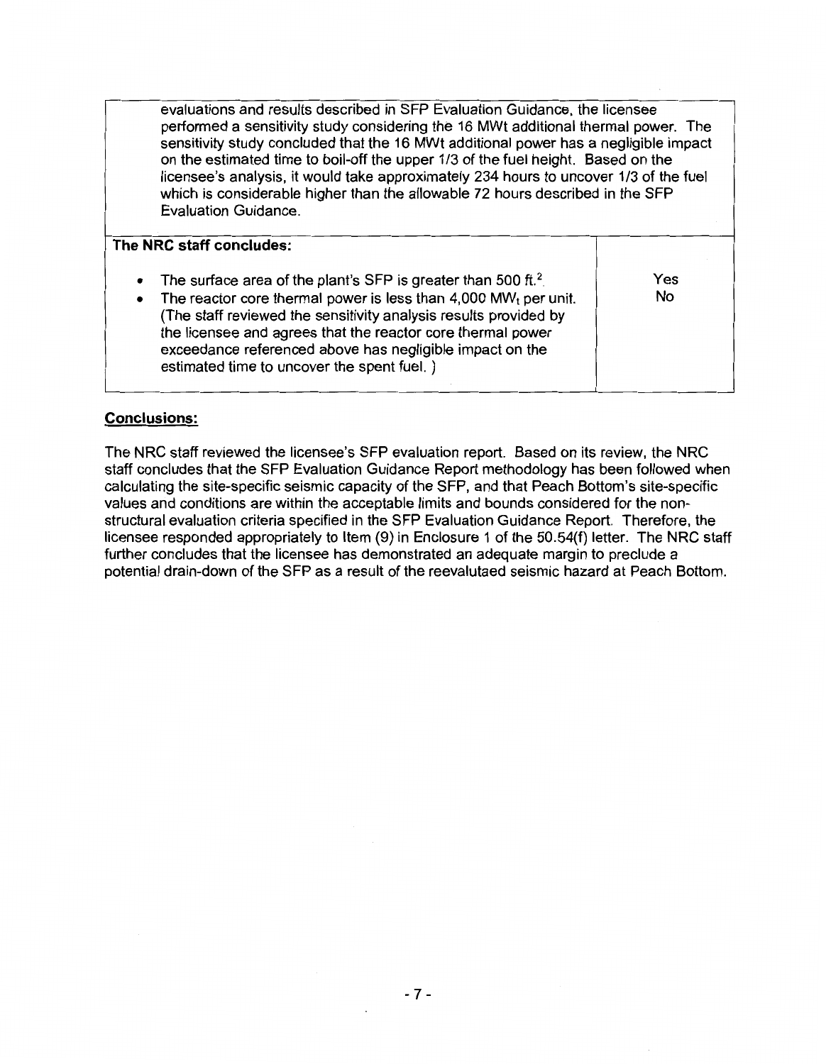| | |
|---|---|
| evaluations and results described in SFP Evaluation Guidance, the licensee performed a sensitivity study considering the 16 MWt additional thermal power. The sensitivity study concluded that the 16 MWt additional power has a negligible impact on the estimated time to boil-off the upper 1/3 of the fuel height. Based on the licensee's analysis, it would take approximately 234 hours to uncover 1/3 of the fuel which is considerable higher than the allowable 72 hours described in the SFP Evaluation Guidance. | |
| **The NRC staff concludes:** <br> • The surface area of the plant's SFP is greater than 500 ft.$^2$ <br> • The reactor core thermal power is less than 4,000 $MW_t$ per unit. (The staff reviewed the sensitivity analysis results provided by the licensee and agrees that the reactor core thermal power exceedance referenced above has negligible impact on the estimated time to uncover the spent fuel. ) | Yes <br> No |

## Conclusions:

The NRC staff reviewed the licensee's SFP evaluation report. Based on its review, the NRC staff concludes that the SFP Evaluation Guidance Report methodology has been followed when calculating the site-specific seismic capacity of the SFP, and that Peach Bottom's site-specific values and conditions are within the acceptable limits and bounds considered for the non-structural evaluation criteria specified in the SFP Evaluation Guidance Report. Therefore, the licensee responded appropriately to Item (9) in Enclosure 1 of the 50.54(f) letter. The NRC staff further concludes that the licensee has demonstrated an adequate margin to preclude a potential drain-down of the SFP as a result of the reevalutaed seismic hazard at Peach Bottom.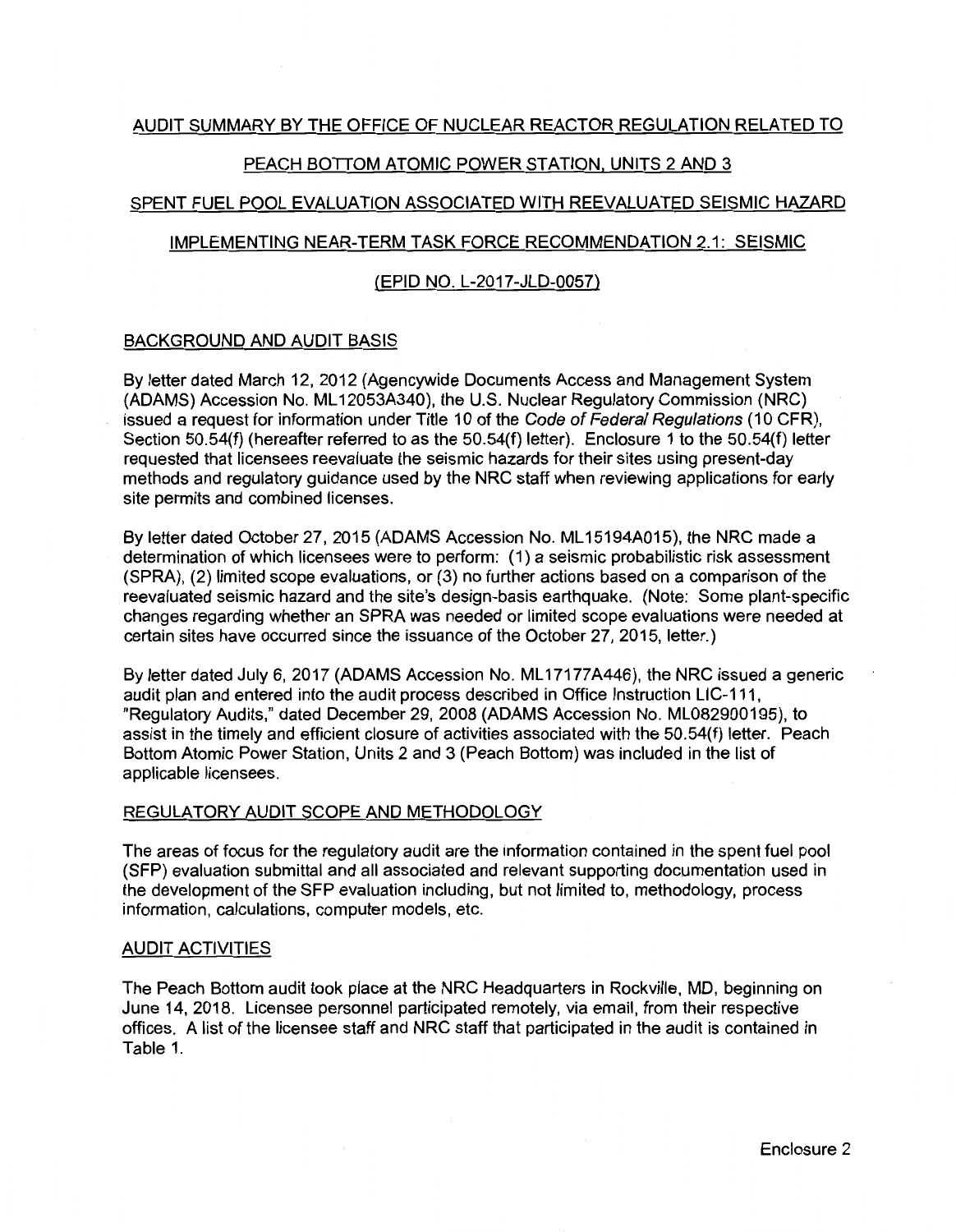AUDIT SUMMARY BY THE OFFICE OF NUCLEAR REACTOR REGULATION RELATED TO

PEACH BOTTOM ATOMIC POWER STATION, UNITS 2 AND 3

SPENT FUEL POOL EVALUATION ASSOCIATED WITH REEVALUATED SEISMIC HAZARD

IMPLEMENTING NEAR-TERM TASK FORCE RECOMMENDATION 2.1: SEISMIC

(EPID NO. L-2017-JLD-0057)

## BACKGROUND AND AUDIT BASIS

By letter dated March 12, 2012 (Agencywide Documents Access and Management System (ADAMS) Accession No. ML12053A340), the U.S. Nuclear Regulatory Commission (NRC) issued a request for information under Title 10 of the *Code of Federal Regulations* (10 CFR), Section 50.54(f) (hereafter referred to as the 50.54(f) letter). Enclosure 1 to the 50.54(f) letter requested that licensees reevaluate the seismic hazards for their sites using present-day methods and regulatory guidance used by the NRC staff when reviewing applications for early site permits and combined licenses.

By letter dated October 27, 2015 (ADAMS Accession No. ML15194A015), the NRC made a determination of which licensees were to perform: (1) a seismic probabilistic risk assessment (SPRA), (2) limited scope evaluations, or (3) no further actions based on a comparison of the reevaluated seismic hazard and the site's design-basis earthquake. (Note: Some plant-specific changes regarding whether an SPRA was needed or limited scope evaluations were needed at certain sites have occurred since the issuance of the October 27, 2015, letter.)

By letter dated July 6, 2017 (ADAMS Accession No. ML17177A446), the NRC issued a generic audit plan and entered into the audit process described in Office Instruction LIC-111, "Regulatory Audits," dated December 29, 2008 (ADAMS Accession No. ML082900195), to assist in the timely and efficient closure of activities associated with the 50.54(f) letter. Peach Bottom Atomic Power Station, Units 2 and 3 (Peach Bottom) was included in the list of applicable licensees.

## REGULATORY AUDIT SCOPE AND METHODOLOGY

The areas of focus for the regulatory audit are the information contained in the spent fuel pool (SFP) evaluation submittal and all associated and relevant supporting documentation used in the development of the SFP evaluation including, but not limited to, methodology, process information, calculations, computer models, etc.

## AUDIT ACTIVITIES

The Peach Bottom audit took place at the NRC Headquarters in Rockville, MD, beginning on June 14, 2018. Licensee personnel participated remotely, via email, from their respective offices. A list of the licensee staff and NRC staff that participated in the audit is contained in Table 1.

Enclosure 2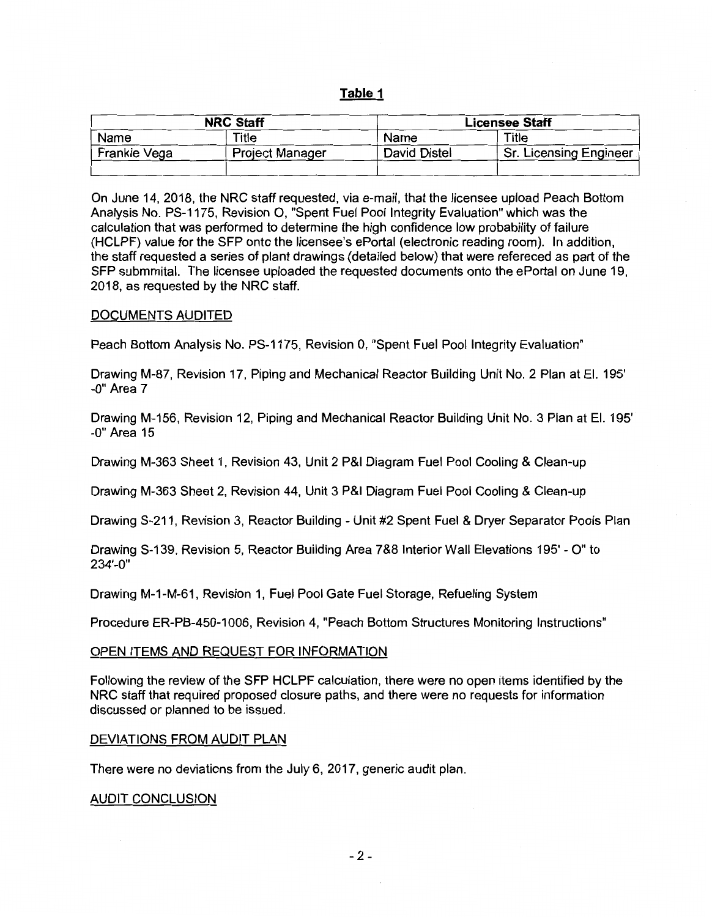**Table 1**

| NRC Staff | | Licensee Staff | |
|---|---|---|---|
| Name | Title | Name | Title |
| Frankie Vega | Project Manager | David Distel | Sr. Licensing Engineer |
| | | | |

On June 14, 2018, the NRC staff requested, via e-mail, that the licensee upload Peach Bottom Analysis No. PS-1175, Revision O, "Spent Fuel Pool Integrity Evaluation" which was the calculation that was performed to determine the high confidence low probability of failure (HCLPF) value for the SFP onto the licensee's ePortal (electronic reading room). In addition, the staff requested a series of plant drawings (detailed below) that were refereced as part of the SFP submmital. The licensee uploaded the requested documents onto the ePortal on June 19, 2018, as requested by the NRC staff.

DOCUMENTS AUDITED

Peach Bottom Analysis No. PS-1175, Revision 0, "Spent Fuel Pool Integrity Evaluation"

Drawing M-87, Revision 17, Piping and Mechanical Reactor Building Unit No. 2 Plan at El. 195' -0" Area 7

Drawing M-156, Revision 12, Piping and Mechanical Reactor Building Unit No. 3 Plan at El. 195' -0" Area 15

Drawing M-363 Sheet 1, Revision 43, Unit 2 P&I Diagram Fuel Pool Cooling & Clean-up

Drawing M-363 Sheet 2, Revision 44, Unit 3 P&I Diagram Fuel Pool Cooling & Clean-up

Drawing S-211, Revision 3, Reactor Building - Unit #2 Spent Fuel & Dryer Separator Pools Plan

Drawing S-139, Revision 5, Reactor Building Area 7&8 Interior Wall Elevations 195' - O" to 234'-0"

Drawing M-1-M-61, Revision 1, Fuel Pool Gate Fuel Storage, Refueling System

Procedure ER-PB-450-1006, Revision 4, "Peach Bottom Structures Monitoring Instructions"

OPEN ITEMS AND REQUEST FOR INFORMATION

Following the review of the SFP HCLPF calculation, there were no open items identified by the NRC staff that required proposed closure paths, and there were no requests for information discussed or planned to be issued.

DEVIATIONS FROM AUDIT PLAN

There were no deviations from the July 6, 2017, generic audit plan.

AUDIT CONCLUSION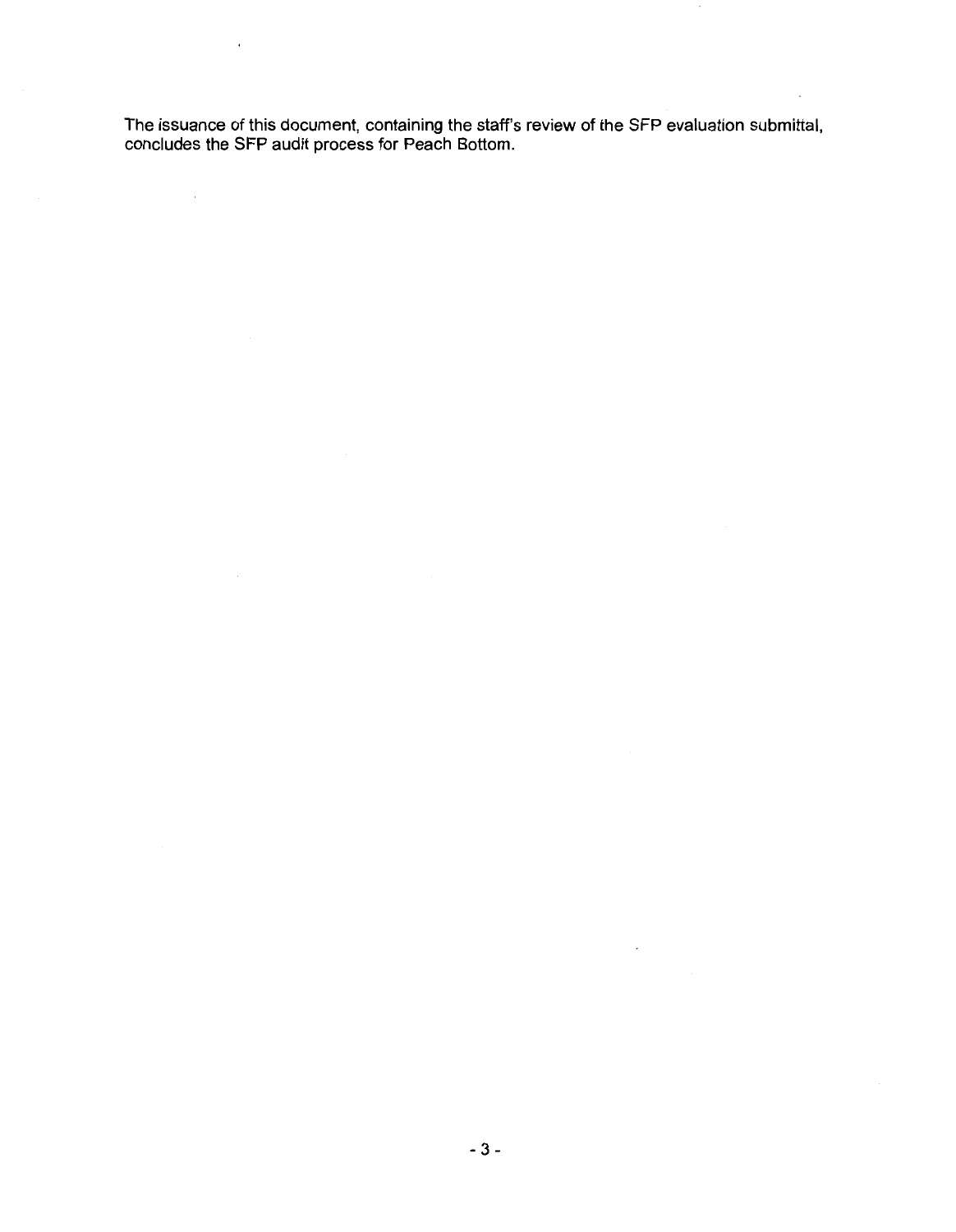The issuance of this document, containing the staff's review of the SFP evaluation submittal, concludes the SFP audit process for Peach Bottom.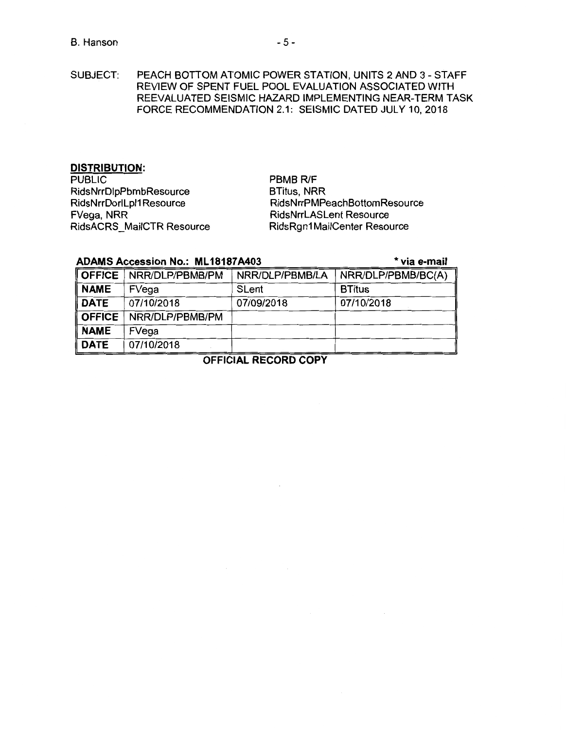SUBJECT: PEACH BOTTOM ATOMIC POWER STATION, UNITS 2 AND 3 - STAFF REVIEW OF SPENT FUEL POOL EVALUATION ASSOCIATED WITH REEVALUATED SEISMIC HAZARD IMPLEMENTING NEAR-TERM TASK FORCE RECOMMENDATION 2.1: SEISMIC DATED JULY 10, 2018

**DISTRIBUTION:**

PUBLIC
RidsNrrDlpPbmbResource
RidsNrrDorlLpl1Resource
FVega, NRR
RidsACRS_MailCTR Resource
PBMB R/F
BTitus, NRR
RidsNrrPMPeachBottomResource
RidsNrrLASLent Resource
RidsRgn1MailCenter Resource

**ADAMS Accession No.: ML18187A403** **\* via e-mail**

| | | | |
|---|---|---|---|
| **OFFICE** | NRR/DLP/PBMB/PM | NRR/DLP/PBMB/LA | NRR/DLP/PBMB/BC(A) |
| **NAME** | FVega | SLent | BTitus |
| **DATE** | 07/10/2018 | 07/09/2018 | 07/10/2018 |
| **OFFICE** | NRR/DLP/PBMB/PM | | |
| **NAME** | FVega | | |
| **DATE** | 07/10/2018 | | |

**OFFICIAL RECORD COPY**